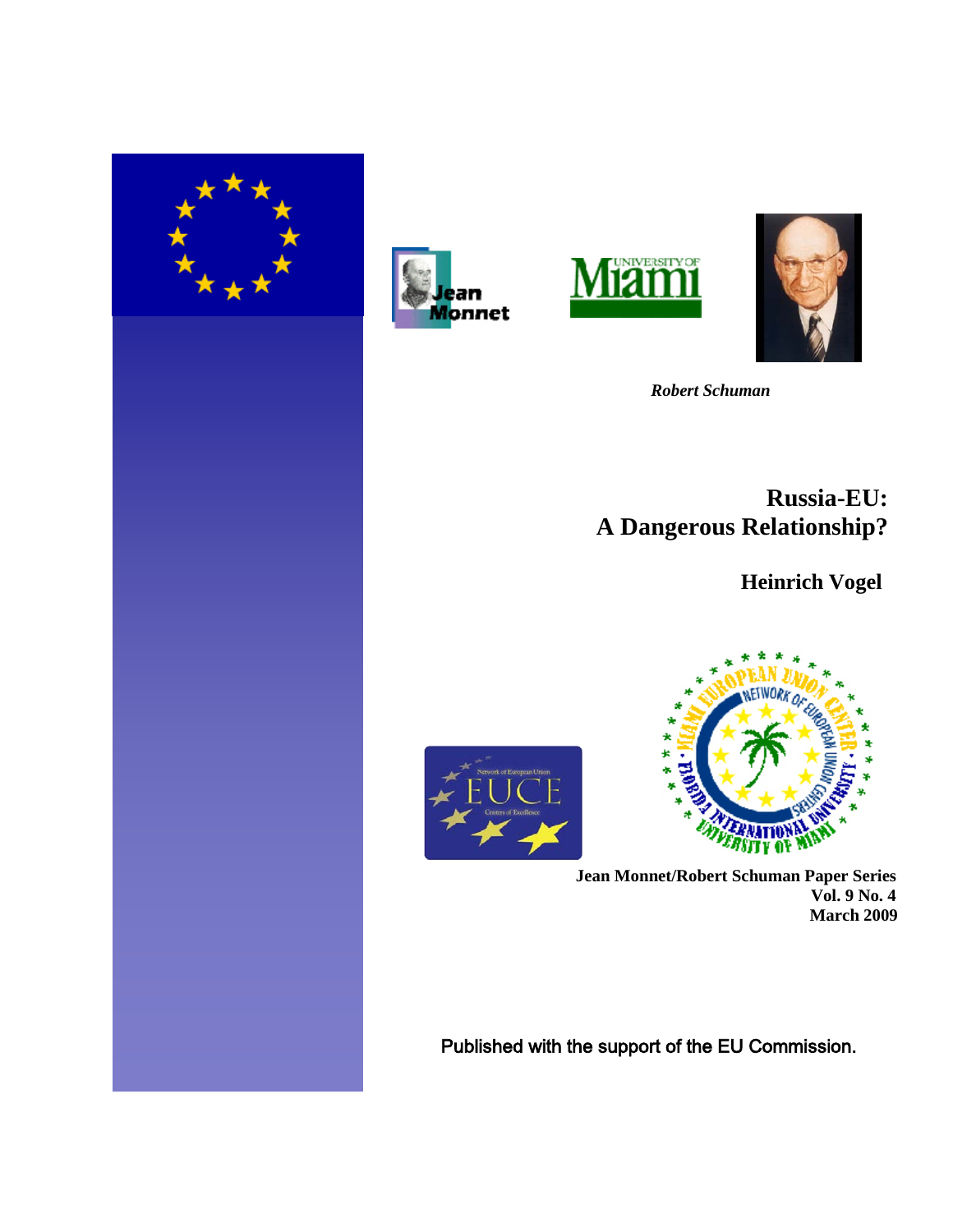*Robert Schuman*

# Russia-EU: A Dangerous Relationship?

**Heinrich Vogel**

**Jean Monnet/Robert Schuman Paper Series**
**Vol. 9 No. 4**
**March 2009**

Published with the support of the EU Commission.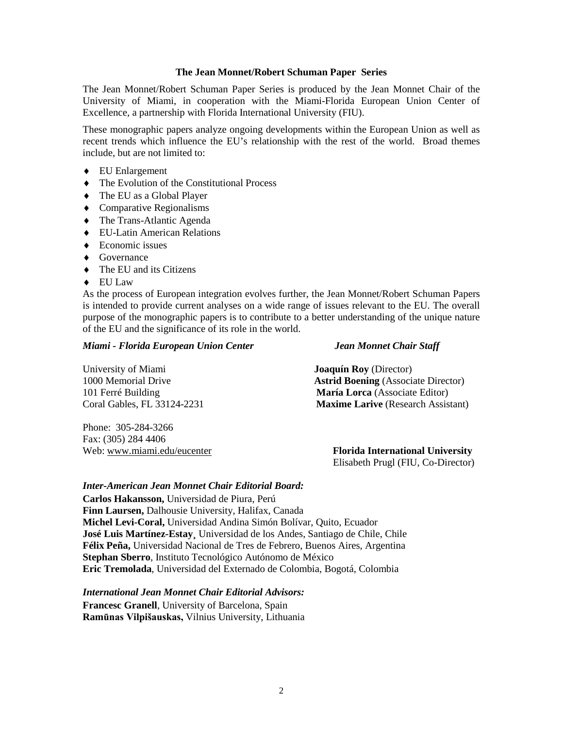## The Jean Monnet/Robert Schuman Paper Series

The Jean Monnet/Robert Schuman Paper Series is produced by the Jean Monnet Chair of the University of Miami, in cooperation with the Miami-Florida European Union Center of Excellence, a partnership with Florida International University (FIU).

These monographic papers analyze ongoing developments within the European Union as well as recent trends which influence the EU's relationship with the rest of the world. Broad themes include, but are not limited to:

- EU Enlargement
- The Evolution of the Constitutional Process
- The EU as a Global Player
- Comparative Regionalisms
- The Trans-Atlantic Agenda
- EU-Latin American Relations
- Economic issues
- Governance
- The EU and its Citizens
- EU Law

As the process of European integration evolves further, the Jean Monnet/Robert Schuman Papers is intended to provide current analyses on a wide range of issues relevant to the EU. The overall purpose of the monographic papers is to contribute to a better understanding of the unique nature of the EU and the significance of its role in the world.

***Miami - Florida European Union Center***

University of Miami
1000 Memorial Drive
101 Ferré Building
Coral Gables, FL 33124-2231

Phone: 305-284-3266
Fax: (305) 284 4406
Web: www.miami.edu/eucenter

***Jean Monnet Chair Staff***

**Joaquín Roy** (Director)
**Astrid Boening** (Associate Director)
**María Lorca** (Associate Editor)
**Maxime Larive** (Research Assistant)

**Florida International University**
Elisabeth Prugl (FIU, Co-Director)

***Inter-American Jean Monnet Chair Editorial Board:***

**Carlos Hakansson,** Universidad de Piura, Perú
**Finn Laursen,** Dalhousie University, Halifax, Canada
**Michel Levi-Coral,** Universidad Andina Simón Bolívar, Quito, Ecuador
**José Luis Martínez-Estay**¸ Universidad de los Andes, Santiago de Chile, Chile
**Félix Peña,** Universidad Nacional de Tres de Febrero, Buenos Aires, Argentina
**Stephan Sberro**, Instituto Tecnológico Autónomo de México
**Eric Tremolada**, Universidad del Externado de Colombia, Bogotá, Colombia

***International Jean Monnet Chair Editorial Advisors:***

**Francesc Granell**, University of Barcelona, Spain
**Ramūnas Vilpišauskas,** Vilnius University, Lithuania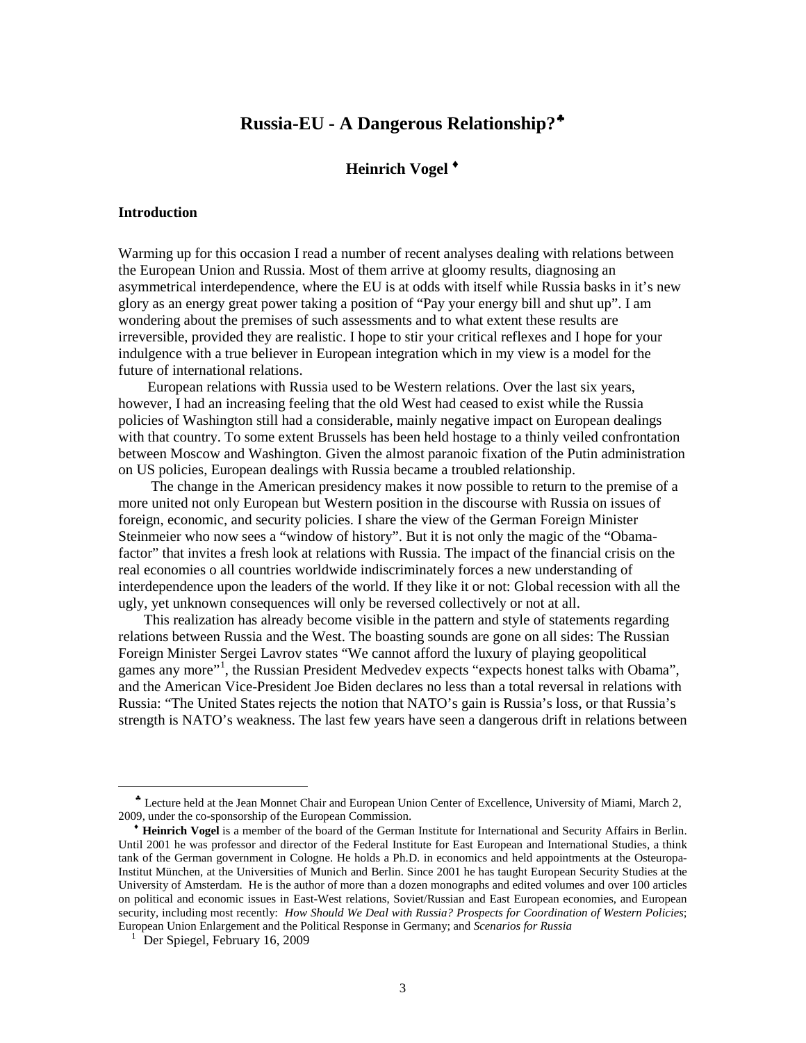# Russia-EU - A Dangerous Relationship?[♣]

**Heinrich Vogel** [♦]

### Introduction

Warming up for this occasion I read a number of recent analyses dealing with relations between the European Union and Russia. Most of them arrive at gloomy results, diagnosing an asymmetrical interdependence, where the EU is at odds with itself while Russia basks in it's new glory as an energy great power taking a position of "Pay your energy bill and shut up". I am wondering about the premises of such assessments and to what extent these results are irreversible, provided they are realistic. I hope to stir your critical reflexes and I hope for your indulgence with a true believer in European integration which in my view is a model for the future of international relations.

European relations with Russia used to be Western relations. Over the last six years, however, I had an increasing feeling that the old West had ceased to exist while the Russia policies of Washington still had a considerable, mainly negative impact on European dealings with that country. To some extent Brussels has been held hostage to a thinly veiled confrontation between Moscow and Washington. Given the almost paranoic fixation of the Putin administration on US policies, European dealings with Russia became a troubled relationship.

The change in the American presidency makes it now possible to return to the premise of a more united not only European but Western position in the discourse with Russia on issues of foreign, economic, and security policies. I share the view of the German Foreign Minister Steinmeier who now sees a "window of history". But it is not only the magic of the "Obama-factor" that invites a fresh look at relations with Russia. The impact of the financial crisis on the real economies o all countries worldwide indiscriminately forces a new understanding of interdependence upon the leaders of the world. If they like it or not: Global recession with all the ugly, yet unknown consequences will only be reversed collectively or not at all.

This realization has already become visible in the pattern and style of statements regarding relations between Russia and the West. The boasting sounds are gone on all sides: The Russian Foreign Minister Sergei Lavrov states "We cannot afford the luxury of playing geopolitical games any more"[1], the Russian President Medvedev expects "expects honest talks with Obama", and the American Vice-President Joe Biden declares no less than a total reversal in relations with Russia: "The United States rejects the notion that NATO's gain is Russia's loss, or that Russia's strength is NATO's weakness. The last few years have seen a dangerous drift in relations between

---

[♣] Lecture held at the Jean Monnet Chair and European Union Center of Excellence, University of Miami, March 2, 2009, under the co-sponsorship of the European Commission.

[♦] **Heinrich Vogel** is a member of the board of the German Institute for International and Security Affairs in Berlin. Until 2001 he was professor and director of the Federal Institute for East European and International Studies, a think tank of the German government in Cologne. He holds a Ph.D. in economics and held appointments at the Osteuropa-Institut München, at the Universities of Munich and Berlin. Since 2001 he has taught European Security Studies at the University of Amsterdam. He is the author of more than a dozen monographs and edited volumes and over 100 articles on political and economic issues in East-West relations, Soviet/Russian and East European economies, and European security, including most recently: *How Should We Deal with Russia? Prospects for Coordination of Western Policies*; European Union Enlargement and the Political Response in Germany; and *Scenarios for Russia*

[1] Der Spiegel, February 16, 2009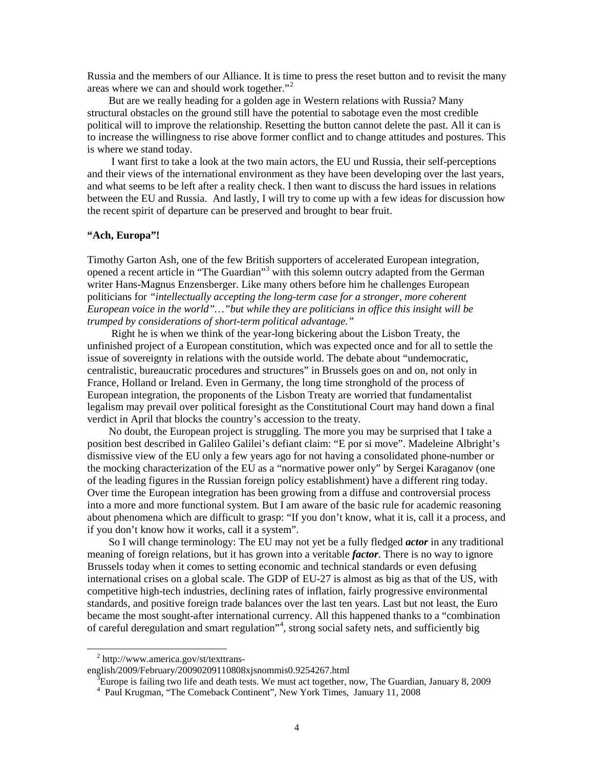Russia and the members of our Alliance. It is time to press the reset button and to revisit the many areas where we can and should work together."[2]

But are we really heading for a golden age in Western relations with Russia? Many structural obstacles on the ground still have the potential to sabotage even the most credible political will to improve the relationship. Resetting the button cannot delete the past. All it can is to increase the willingness to rise above former conflict and to change attitudes and postures. This is where we stand today.

I want first to take a look at the two main actors, the EU und Russia, their self-perceptions and their views of the international environment as they have been developing over the last years, and what seems to be left after a reality check. I then want to discuss the hard issues in relations between the EU and Russia. And lastly, I will try to come up with a few ideas for discussion how the recent spirit of departure can be preserved and brought to bear fruit.

**"Ach, Europa"!**

Timothy Garton Ash, one of the few British supporters of accelerated European integration, opened a recent article in "The Guardian"[3] with this solemn outcry adapted from the German writer Hans-Magnus Enzensberger. Like many others before him he challenges European politicians for *"intellectually accepting the long-term case for a stronger, more coherent European voice in the world"…"but while they are politicians in office this insight will be trumped by considerations of short-term political advantage."*

Right he is when we think of the year-long bickering about the Lisbon Treaty, the unfinished project of a European constitution, which was expected once and for all to settle the issue of sovereignty in relations with the outside world. The debate about "undemocratic, centralistic, bureaucratic procedures and structures" in Brussels goes on and on, not only in France, Holland or Ireland. Even in Germany, the long time stronghold of the process of European integration, the proponents of the Lisbon Treaty are worried that fundamentalist legalism may prevail over political foresight as the Constitutional Court may hand down a final verdict in April that blocks the country's accession to the treaty.

No doubt, the European project is struggling. The more you may be surprised that I take a position best described in Galileo Galilei's defiant claim: "E por si move". Madeleine Albright's dismissive view of the EU only a few years ago for not having a consolidated phone-number or the mocking characterization of the EU as a "normative power only" by Sergei Karaganov (one of the leading figures in the Russian foreign policy establishment) have a different ring today. Over time the European integration has been growing from a diffuse and controversial process into a more and more functional system. But I am aware of the basic rule for academic reasoning about phenomena which are difficult to grasp: "If you don't know, what it is, call it a process, and if you don't know how it works, call it a system".

So I will change terminology: The EU may not yet be a fully fledged ***actor*** in any traditional meaning of foreign relations, but it has grown into a veritable ***factor***. There is no way to ignore Brussels today when it comes to setting economic and technical standards or even defusing international crises on a global scale. The GDP of EU-27 is almost as big as that of the US, with competitive high-tech industries, declining rates of inflation, fairly progressive environmental standards, and positive foreign trade balances over the last ten years. Last but not least, the Euro became the most sought-after international currency. All this happened thanks to a "combination of careful deregulation and smart regulation"[4], strong social safety nets, and sufficiently big

---

[2] http://www.america.gov/st/texttrans-english/2009/February/20090209110808xjsnommis0.9254267.html

[3] Europe is failing two life and death tests. We must act together, now, The Guardian, January 8, 2009

[4] Paul Krugman, "The Comeback Continent", New York Times, January 11, 2008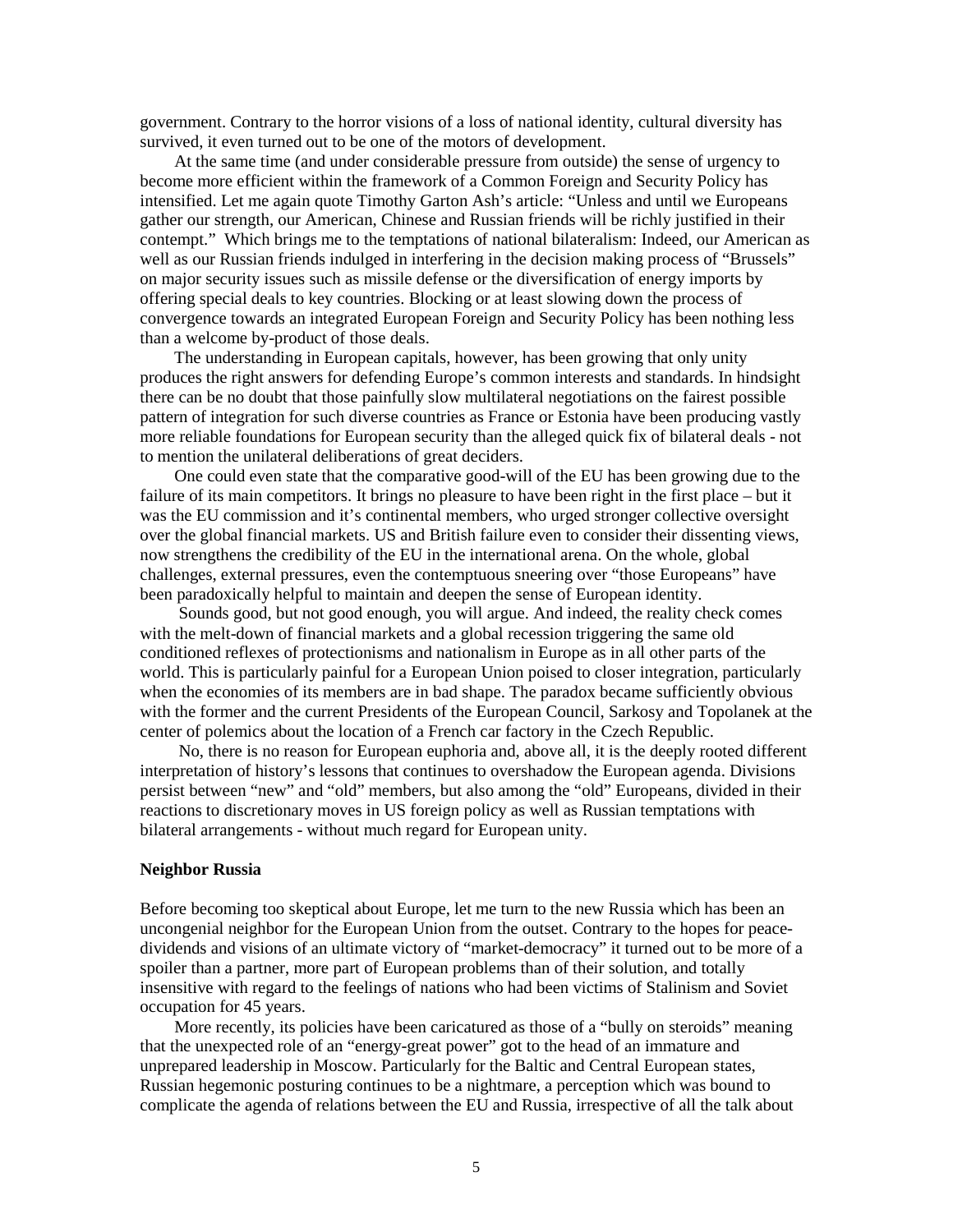government. Contrary to the horror visions of a loss of national identity, cultural diversity has survived, it even turned out to be one of the motors of development.

At the same time (and under considerable pressure from outside) the sense of urgency to become more efficient within the framework of a Common Foreign and Security Policy has intensified. Let me again quote Timothy Garton Ash's article: "Unless and until we Europeans gather our strength, our American, Chinese and Russian friends will be richly justified in their contempt." Which brings me to the temptations of national bilateralism: Indeed, our American as well as our Russian friends indulged in interfering in the decision making process of "Brussels" on major security issues such as missile defense or the diversification of energy imports by offering special deals to key countries. Blocking or at least slowing down the process of convergence towards an integrated European Foreign and Security Policy has been nothing less than a welcome by-product of those deals.

The understanding in European capitals, however, has been growing that only unity produces the right answers for defending Europe's common interests and standards. In hindsight there can be no doubt that those painfully slow multilateral negotiations on the fairest possible pattern of integration for such diverse countries as France or Estonia have been producing vastly more reliable foundations for European security than the alleged quick fix of bilateral deals - not to mention the unilateral deliberations of great deciders.

One could even state that the comparative good-will of the EU has been growing due to the failure of its main competitors. It brings no pleasure to have been right in the first place – but it was the EU commission and it's continental members, who urged stronger collective oversight over the global financial markets. US and British failure even to consider their dissenting views, now strengthens the credibility of the EU in the international arena. On the whole, global challenges, external pressures, even the contemptuous sneering over "those Europeans" have been paradoxically helpful to maintain and deepen the sense of European identity.

Sounds good, but not good enough, you will argue. And indeed, the reality check comes with the melt-down of financial markets and a global recession triggering the same old conditioned reflexes of protectionisms and nationalism in Europe as in all other parts of the world. This is particularly painful for a European Union poised to closer integration, particularly when the economies of its members are in bad shape. The paradox became sufficiently obvious with the former and the current Presidents of the European Council, Sarkosy and Topolanek at the center of polemics about the location of a French car factory in the Czech Republic.

No, there is no reason for European euphoria and, above all, it is the deeply rooted different interpretation of history's lessons that continues to overshadow the European agenda. Divisions persist between "new" and "old" members, but also among the "old" Europeans, divided in their reactions to discretionary moves in US foreign policy as well as Russian temptations with bilateral arrangements - without much regard for European unity.

**Neighbor Russia**

Before becoming too skeptical about Europe, let me turn to the new Russia which has been an uncongenial neighbor for the European Union from the outset. Contrary to the hopes for peace-dividends and visions of an ultimate victory of "market-democracy" it turned out to be more of a spoiler than a partner, more part of European problems than of their solution, and totally insensitive with regard to the feelings of nations who had been victims of Stalinism and Soviet occupation for 45 years.

More recently, its policies have been caricatured as those of a "bully on steroids" meaning that the unexpected role of an "energy-great power" got to the head of an immature and unprepared leadership in Moscow. Particularly for the Baltic and Central European states, Russian hegemonic posturing continues to be a nightmare, a perception which was bound to complicate the agenda of relations between the EU and Russia, irrespective of all the talk about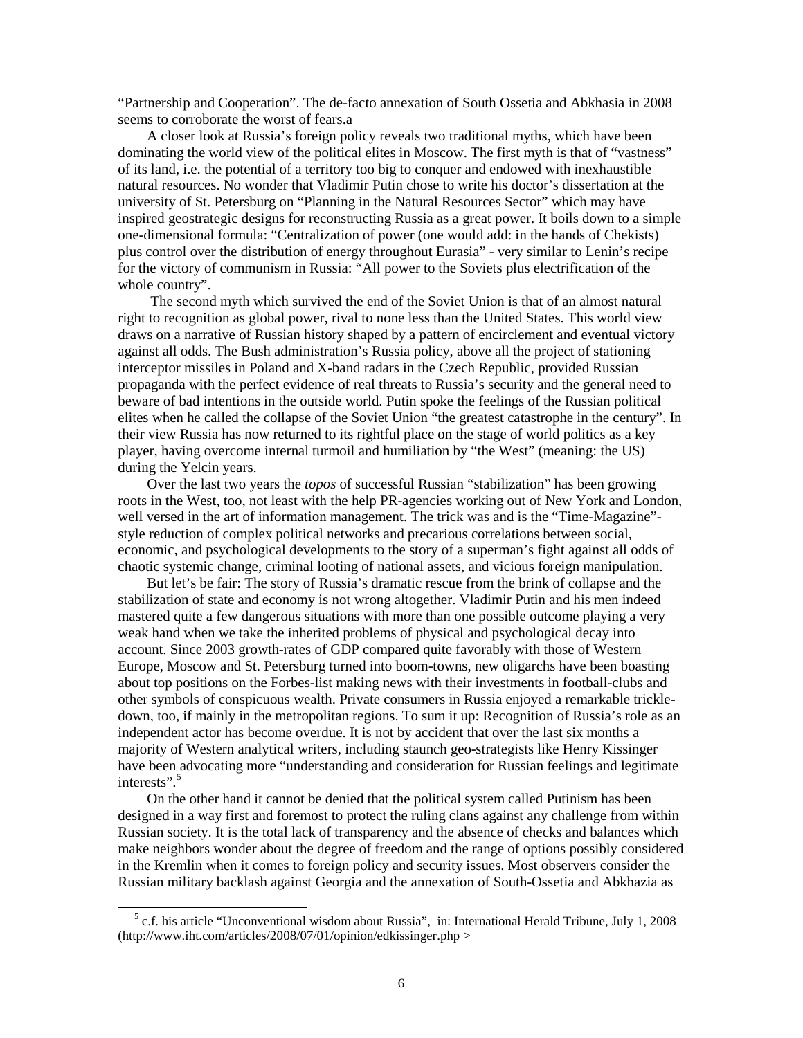"Partnership and Cooperation". The de-facto annexation of South Ossetia and Abkhasia in 2008 seems to corroborate the worst of fears.a

A closer look at Russia's foreign policy reveals two traditional myths, which have been dominating the world view of the political elites in Moscow. The first myth is that of "vastness" of its land, i.e. the potential of a territory too big to conquer and endowed with inexhaustible natural resources. No wonder that Vladimir Putin chose to write his doctor's dissertation at the university of St. Petersburg on "Planning in the Natural Resources Sector" which may have inspired geostrategic designs for reconstructing Russia as a great power. It boils down to a simple one-dimensional formula: "Centralization of power (one would add: in the hands of Chekists) plus control over the distribution of energy throughout Eurasia" - very similar to Lenin's recipe for the victory of communism in Russia: "All power to the Soviets plus electrification of the whole country".

The second myth which survived the end of the Soviet Union is that of an almost natural right to recognition as global power, rival to none less than the United States. This world view draws on a narrative of Russian history shaped by a pattern of encirclement and eventual victory against all odds. The Bush administration's Russia policy, above all the project of stationing interceptor missiles in Poland and X-band radars in the Czech Republic, provided Russian propaganda with the perfect evidence of real threats to Russia's security and the general need to beware of bad intentions in the outside world. Putin spoke the feelings of the Russian political elites when he called the collapse of the Soviet Union "the greatest catastrophe in the century". In their view Russia has now returned to its rightful place on the stage of world politics as a key player, having overcome internal turmoil and humiliation by "the West" (meaning: the US) during the Yelcin years.

Over the last two years the *topos* of successful Russian "stabilization" has been growing roots in the West, too, not least with the help PR-agencies working out of New York and London, well versed in the art of information management. The trick was and is the "Time-Magazine"-style reduction of complex political networks and precarious correlations between social, economic, and psychological developments to the story of a superman's fight against all odds of chaotic systemic change, criminal looting of national assets, and vicious foreign manipulation.

But let's be fair: The story of Russia's dramatic rescue from the brink of collapse and the stabilization of state and economy is not wrong altogether. Vladimir Putin and his men indeed mastered quite a few dangerous situations with more than one possible outcome playing a very weak hand when we take the inherited problems of physical and psychological decay into account. Since 2003 growth-rates of GDP compared quite favorably with those of Western Europe, Moscow and St. Petersburg turned into boom-towns, new oligarchs have been boasting about top positions on the Forbes-list making news with their investments in football-clubs and other symbols of conspicuous wealth. Private consumers in Russia enjoyed a remarkable trickle-down, too, if mainly in the metropolitan regions. To sum it up: Recognition of Russia's role as an independent actor has become overdue. It is not by accident that over the last six months a majority of Western analytical writers, including staunch geo-strategists like Henry Kissinger have been advocating more "understanding and consideration for Russian feelings and legitimate interests".[5]

On the other hand it cannot be denied that the political system called Putinism has been designed in a way first and foremost to protect the ruling clans against any challenge from within Russian society. It is the total lack of transparency and the absence of checks and balances which make neighbors wonder about the degree of freedom and the range of options possibly considered in the Kremlin when it comes to foreign policy and security issues. Most observers consider the Russian military backlash against Georgia and the annexation of South-Ossetia and Abkhazia as

[5] c.f. his article "Unconventional wisdom about Russia", in: International Herald Tribune, July 1, 2008 (http://www.iht.com/articles/2008/07/01/opinion/edkissinger.php >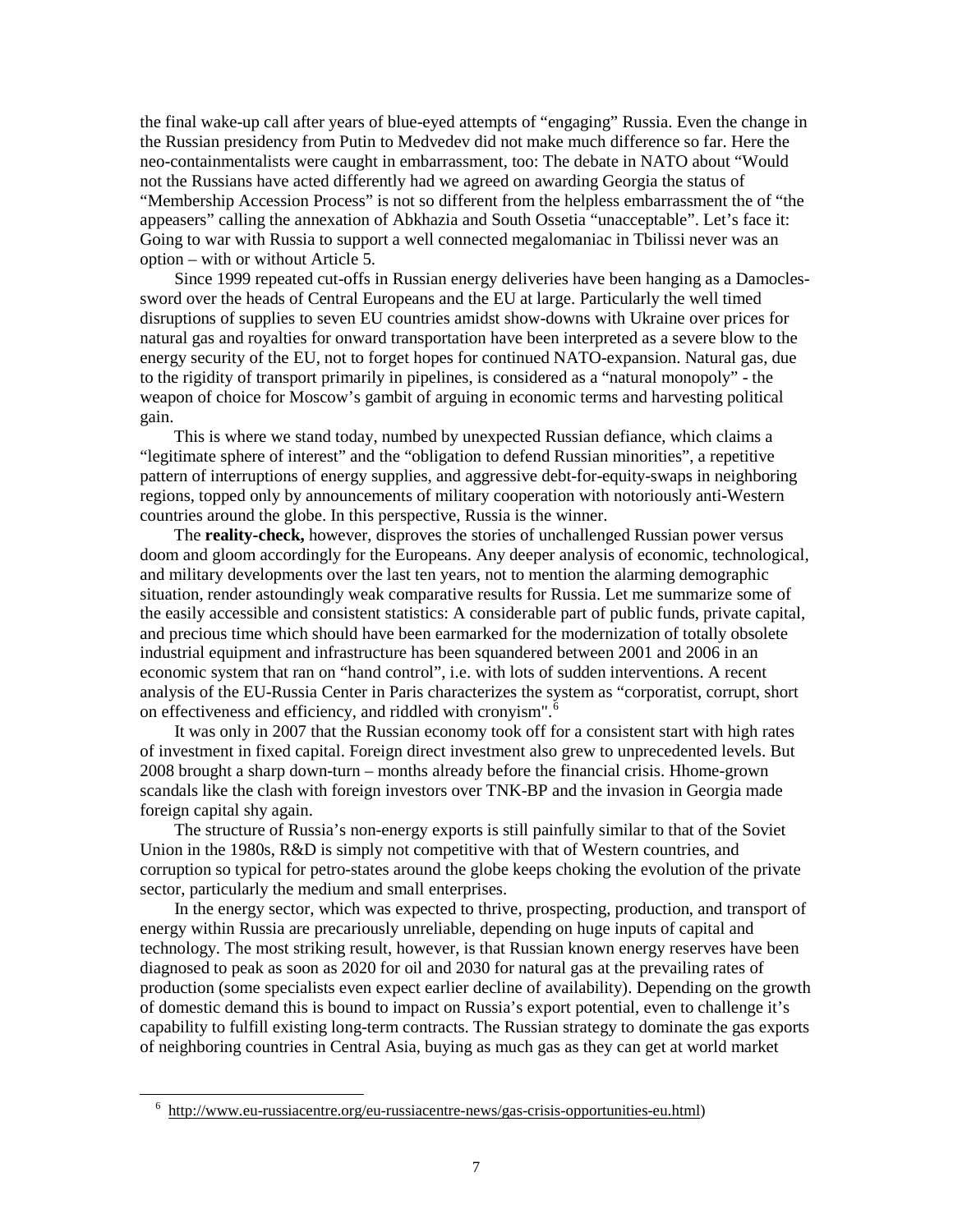the final wake-up call after years of blue-eyed attempts of "engaging" Russia. Even the change in the Russian presidency from Putin to Medvedev did not make much difference so far. Here the neo-containmentalists were caught in embarrassment, too: The debate in NATO about "Would not the Russians have acted differently had we agreed on awarding Georgia the status of "Membership Accession Process" is not so different from the helpless embarrassment the of "the appeasers" calling the annexation of Abkhazia and South Ossetia "unacceptable". Let's face it: Going to war with Russia to support a well connected megalomaniac in Tbilissi never was an option – with or without Article 5.

Since 1999 repeated cut-offs in Russian energy deliveries have been hanging as a Damocles-sword over the heads of Central Europeans and the EU at large. Particularly the well timed disruptions of supplies to seven EU countries amidst show-downs with Ukraine over prices for natural gas and royalties for onward transportation have been interpreted as a severe blow to the energy security of the EU, not to forget hopes for continued NATO-expansion. Natural gas, due to the rigidity of transport primarily in pipelines, is considered as a "natural monopoly" - the weapon of choice for Moscow's gambit of arguing in economic terms and harvesting political gain.

This is where we stand today, numbed by unexpected Russian defiance, which claims a "legitimate sphere of interest" and the "obligation to defend Russian minorities", a repetitive pattern of interruptions of energy supplies, and aggressive debt-for-equity-swaps in neighboring regions, topped only by announcements of military cooperation with notoriously anti-Western countries around the globe. In this perspective, Russia is the winner.

The **reality-check,** however, disproves the stories of unchallenged Russian power versus doom and gloom accordingly for the Europeans. Any deeper analysis of economic, technological, and military developments over the last ten years, not to mention the alarming demographic situation, render astoundingly weak comparative results for Russia. Let me summarize some of the easily accessible and consistent statistics: A considerable part of public funds, private capital, and precious time which should have been earmarked for the modernization of totally obsolete industrial equipment and infrastructure has been squandered between 2001 and 2006 in an economic system that ran on "hand control", i.e. with lots of sudden interventions. A recent analysis of the EU-Russia Center in Paris characterizes the system as "corporatist, corrupt, short on effectiveness and efficiency, and riddled with cronyism".[6]

It was only in 2007 that the Russian economy took off for a consistent start with high rates of investment in fixed capital. Foreign direct investment also grew to unprecedented levels. But 2008 brought a sharp down-turn – months already before the financial crisis. Hhome-grown scandals like the clash with foreign investors over TNK-BP and the invasion in Georgia made foreign capital shy again.

The structure of Russia's non-energy exports is still painfully similar to that of the Soviet Union in the 1980s, R&D is simply not competitive with that of Western countries, and corruption so typical for petro-states around the globe keeps choking the evolution of the private sector, particularly the medium and small enterprises.

In the energy sector, which was expected to thrive, prospecting, production, and transport of energy within Russia are precariously unreliable, depending on huge inputs of capital and technology. The most striking result, however, is that Russian known energy reserves have been diagnosed to peak as soon as 2020 for oil and 2030 for natural gas at the prevailing rates of production (some specialists even expect earlier decline of availability). Depending on the growth of domestic demand this is bound to impact on Russia's export potential, even to challenge it's capability to fulfill existing long-term contracts. The Russian strategy to dominate the gas exports of neighboring countries in Central Asia, buying as much gas as they can get at world market

---

[6] http://www.eu-russiacentre.org/eu-russiacentre-news/gas-crisis-opportunities-eu.html)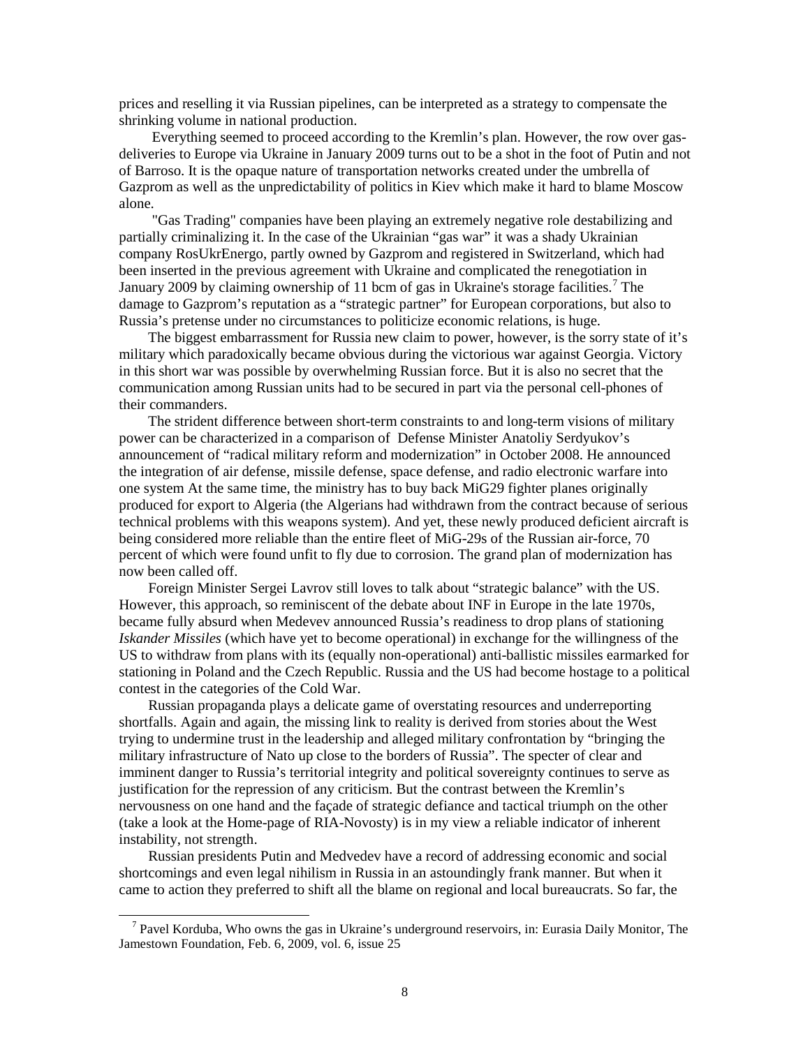prices and reselling it via Russian pipelines, can be interpreted as a strategy to compensate the shrinking volume in national production.

Everything seemed to proceed according to the Kremlin's plan. However, the row over gas-deliveries to Europe via Ukraine in January 2009 turns out to be a shot in the foot of Putin and not of Barroso. It is the opaque nature of transportation networks created under the umbrella of Gazprom as well as the unpredictability of politics in Kiev which make it hard to blame Moscow alone.

"Gas Trading" companies have been playing an extremely negative role destabilizing and partially criminalizing it. In the case of the Ukrainian "gas war" it was a shady Ukrainian company RosUkrEnergo, partly owned by Gazprom and registered in Switzerland, which had been inserted in the previous agreement with Ukraine and complicated the renegotiation in January 2009 by claiming ownership of 11 bcm of gas in Ukraine's storage facilities.[7] The damage to Gazprom's reputation as a "strategic partner" for European corporations, but also to Russia's pretense under no circumstances to politicize economic relations, is huge.

The biggest embarrassment for Russia new claim to power, however, is the sorry state of it's military which paradoxically became obvious during the victorious war against Georgia. Victory in this short war was possible by overwhelming Russian force. But it is also no secret that the communication among Russian units had to be secured in part via the personal cell-phones of their commanders.

The strident difference between short-term constraints to and long-term visions of military power can be characterized in a comparison of Defense Minister Anatoliy Serdyukov's announcement of "radical military reform and modernization" in October 2008. He announced the integration of air defense, missile defense, space defense, and radio electronic warfare into one system At the same time, the ministry has to buy back MiG29 fighter planes originally produced for export to Algeria (the Algerians had withdrawn from the contract because of serious technical problems with this weapons system). And yet, these newly produced deficient aircraft is being considered more reliable than the entire fleet of MiG-29s of the Russian air-force, 70 percent of which were found unfit to fly due to corrosion. The grand plan of modernization has now been called off.

Foreign Minister Sergei Lavrov still loves to talk about "strategic balance" with the US. However, this approach, so reminiscent of the debate about INF in Europe in the late 1970s, became fully absurd when Medevev announced Russia's readiness to drop plans of stationing *Iskander Missiles* (which have yet to become operational) in exchange for the willingness of the US to withdraw from plans with its (equally non-operational) anti-ballistic missiles earmarked for stationing in Poland and the Czech Republic. Russia and the US had become hostage to a political contest in the categories of the Cold War.

Russian propaganda plays a delicate game of overstating resources and underreporting shortfalls. Again and again, the missing link to reality is derived from stories about the West trying to undermine trust in the leadership and alleged military confrontation by "bringing the military infrastructure of Nato up close to the borders of Russia". The specter of clear and imminent danger to Russia's territorial integrity and political sovereignty continues to serve as justification for the repression of any criticism. But the contrast between the Kremlin's nervousness on one hand and the façade of strategic defiance and tactical triumph on the other (take a look at the Home-page of RIA-Novosty) is in my view a reliable indicator of inherent instability, not strength.

Russian presidents Putin and Medvedev have a record of addressing economic and social shortcomings and even legal nihilism in Russia in an astoundingly frank manner. But when it came to action they preferred to shift all the blame on regional and local bureaucrats. So far, the

[7] Pavel Korduba, Who owns the gas in Ukraine's underground reservoirs, in: Eurasia Daily Monitor, The Jamestown Foundation, Feb. 6, 2009, vol. 6, issue 25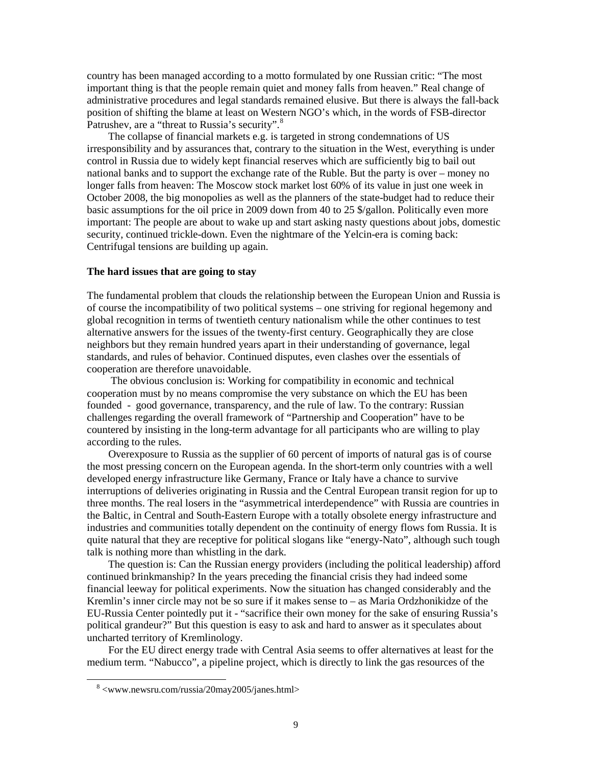country has been managed according to a motto formulated by one Russian critic: "The most important thing is that the people remain quiet and money falls from heaven." Real change of administrative procedures and legal standards remained elusive. But there is always the fall-back position of shifting the blame at least on Western NGO's which, in the words of FSB-director Patrushev, are a "threat to Russia's security".[8]

The collapse of financial markets e.g. is targeted in strong condemnations of US irresponsibility and by assurances that, contrary to the situation in the West, everything is under control in Russia due to widely kept financial reserves which are sufficiently big to bail out national banks and to support the exchange rate of the Ruble. But the party is over – money no longer falls from heaven: The Moscow stock market lost 60% of its value in just one week in October 2008, the big monopolies as well as the planners of the state-budget had to reduce their basic assumptions for the oil price in 2009 down from 40 to 25 $/gallon. Politically even more important: The people are about to wake up and start asking nasty questions about jobs, domestic security, continued trickle-down. Even the nightmare of the Yelcin-era is coming back: Centrifugal tensions are building up again.

**The hard issues that are going to stay**

The fundamental problem that clouds the relationship between the European Union and Russia is of course the incompatibility of two political systems – one striving for regional hegemony and global recognition in terms of twentieth century nationalism while the other continues to test alternative answers for the issues of the twenty-first century. Geographically they are close neighbors but they remain hundred years apart in their understanding of governance, legal standards, and rules of behavior. Continued disputes, even clashes over the essentials of cooperation are therefore unavoidable.

The obvious conclusion is: Working for compatibility in economic and technical cooperation must by no means compromise the very substance on which the EU has been founded - good governance, transparency, and the rule of law. To the contrary: Russian challenges regarding the overall framework of "Partnership and Cooperation" have to be countered by insisting in the long-term advantage for all participants who are willing to play according to the rules.

Overexposure to Russia as the supplier of 60 percent of imports of natural gas is of course the most pressing concern on the European agenda. In the short-term only countries with a well developed energy infrastructure like Germany, France or Italy have a chance to survive interruptions of deliveries originating in Russia and the Central European transit region for up to three months. The real losers in the "asymmetrical interdependence" with Russia are countries in the Baltic, in Central and South-Eastern Europe with a totally obsolete energy infrastructure and industries and communities totally dependent on the continuity of energy flows fom Russia. It is quite natural that they are receptive for political slogans like "energy-Nato", although such tough talk is nothing more than whistling in the dark.

The question is: Can the Russian energy providers (including the political leadership) afford continued brinkmanship? In the years preceding the financial crisis they had indeed some financial leeway for political experiments. Now the situation has changed considerably and the Kremlin's inner circle may not be so sure if it makes sense to – as Maria Ordzhonikidze of the EU-Russia Center pointedly put it - "sacrifice their own money for the sake of ensuring Russia's political grandeur?" But this question is easy to ask and hard to answer as it speculates about uncharted territory of Kremlinology.

For the EU direct energy trade with Central Asia seems to offer alternatives at least for the medium term. "Nabucco", a pipeline project, which is directly to link the gas resources of the

[8] <www.newsru.com/russia/20may2005/janes.html>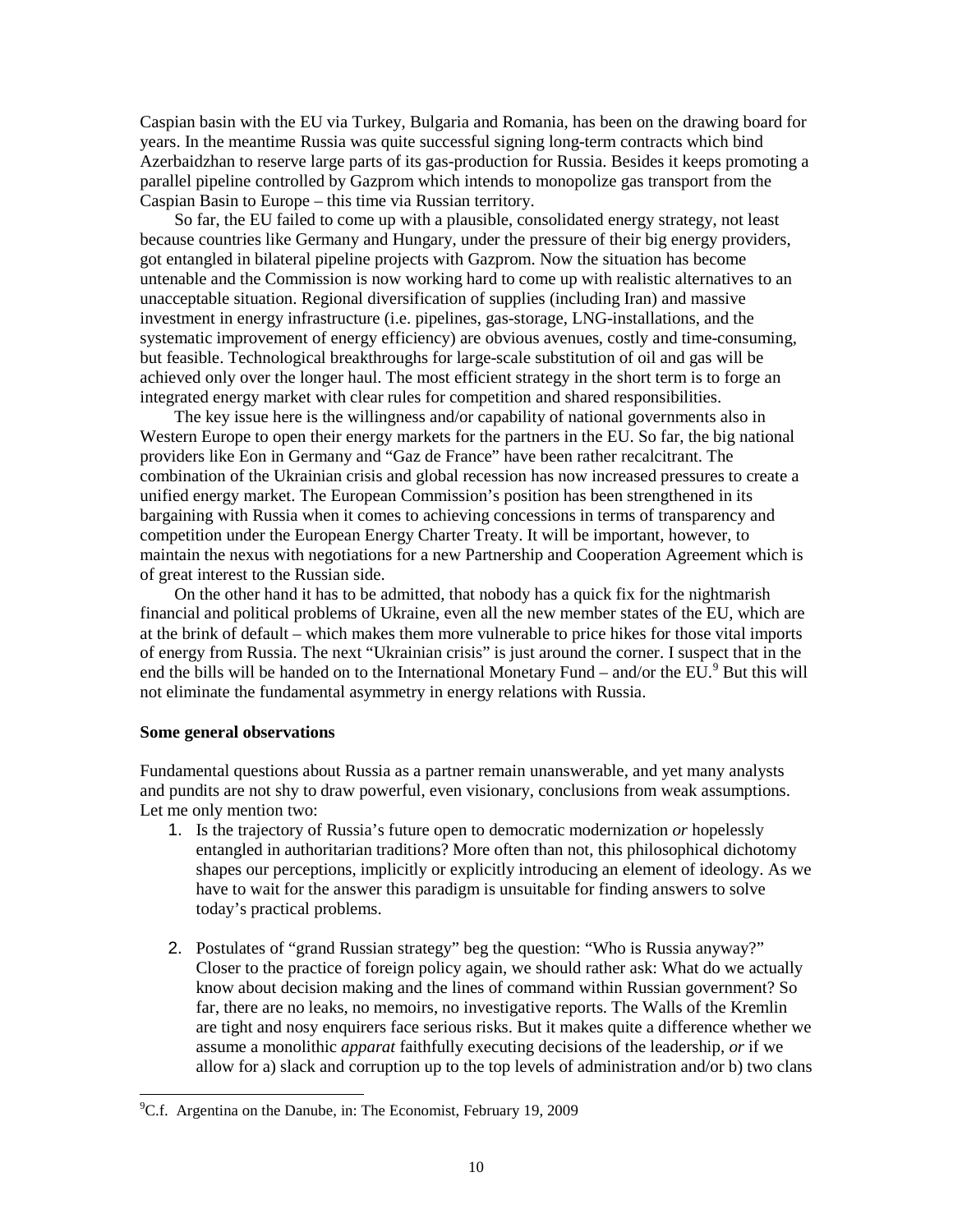Caspian basin with the EU via Turkey, Bulgaria and Romania, has been on the drawing board for years. In the meantime Russia was quite successful signing long-term contracts which bind Azerbaidzhan to reserve large parts of its gas-production for Russia. Besides it keeps promoting a parallel pipeline controlled by Gazprom which intends to monopolize gas transport from the Caspian Basin to Europe – this time via Russian territory.

So far, the EU failed to come up with a plausible, consolidated energy strategy, not least because countries like Germany and Hungary, under the pressure of their big energy providers, got entangled in bilateral pipeline projects with Gazprom. Now the situation has become untenable and the Commission is now working hard to come up with realistic alternatives to an unacceptable situation. Regional diversification of supplies (including Iran) and massive investment in energy infrastructure (i.e. pipelines, gas-storage, LNG-installations, and the systematic improvement of energy efficiency) are obvious avenues, costly and time-consuming, but feasible. Technological breakthroughs for large-scale substitution of oil and gas will be achieved only over the longer haul. The most efficient strategy in the short term is to forge an integrated energy market with clear rules for competition and shared responsibilities.

The key issue here is the willingness and/or capability of national governments also in Western Europe to open their energy markets for the partners in the EU. So far, the big national providers like Eon in Germany and "Gaz de France" have been rather recalcitrant. The combination of the Ukrainian crisis and global recession has now increased pressures to create a unified energy market. The European Commission's position has been strengthened in its bargaining with Russia when it comes to achieving concessions in terms of transparency and competition under the European Energy Charter Treaty. It will be important, however, to maintain the nexus with negotiations for a new Partnership and Cooperation Agreement which is of great interest to the Russian side.

On the other hand it has to be admitted, that nobody has a quick fix for the nightmarish financial and political problems of Ukraine, even all the new member states of the EU, which are at the brink of default – which makes them more vulnerable to price hikes for those vital imports of energy from Russia. The next "Ukrainian crisis" is just around the corner. I suspect that in the end the bills will be handed on to the International Monetary Fund – and/or the EU.[9] But this will not eliminate the fundamental asymmetry in energy relations with Russia.

**Some general observations**

Fundamental questions about Russia as a partner remain unanswerable, and yet many analysts and pundits are not shy to draw powerful, even visionary, conclusions from weak assumptions. Let me only mention two:

1. Is the trajectory of Russia's future open to democratic modernization *or* hopelessly entangled in authoritarian traditions? More often than not, this philosophical dichotomy shapes our perceptions, implicitly or explicitly introducing an element of ideology. As we have to wait for the answer this paradigm is unsuitable for finding answers to solve today's practical problems.

2. Postulates of "grand Russian strategy" beg the question: "Who is Russia anyway?" Closer to the practice of foreign policy again, we should rather ask: What do we actually know about decision making and the lines of command within Russian government? So far, there are no leaks, no memoirs, no investigative reports. The Walls of the Kremlin are tight and nosy enquirers face serious risks. But it makes quite a difference whether we assume a monolithic *apparat* faithfully executing decisions of the leadership, *or* if we allow for a) slack and corruption up to the top levels of administration and/or b) two clans

---

[9] C.f. Argentina on the Danube, in: The Economist, February 19, 2009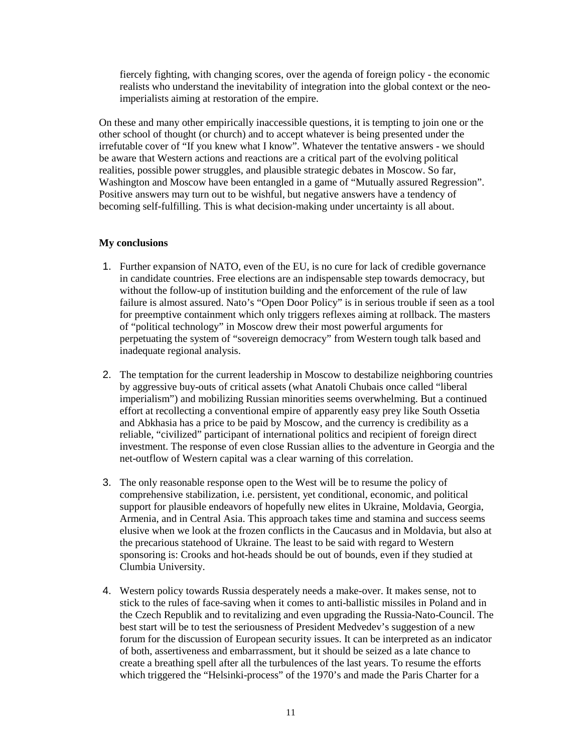fiercely fighting, with changing scores, over the agenda of foreign policy - the economic realists who understand the inevitability of integration into the global context or the neo-imperialists aiming at restoration of the empire.

On these and many other empirically inaccessible questions, it is tempting to join one or the other school of thought (or church) and to accept whatever is being presented under the irrefutable cover of "If you knew what I know". Whatever the tentative answers - we should be aware that Western actions and reactions are a critical part of the evolving political realities, possible power struggles, and plausible strategic debates in Moscow. So far, Washington and Moscow have been entangled in a game of "Mutually assured Regression". Positive answers may turn out to be wishful, but negative answers have a tendency of becoming self-fulfilling. This is what decision-making under uncertainty is all about.

**My conclusions**

1. Further expansion of NATO, even of the EU, is no cure for lack of credible governance in candidate countries. Free elections are an indispensable step towards democracy, but without the follow-up of institution building and the enforcement of the rule of law failure is almost assured. Nato's "Open Door Policy" is in serious trouble if seen as a tool for preemptive containment which only triggers reflexes aiming at rollback. The masters of "political technology" in Moscow drew their most powerful arguments for perpetuating the system of "sovereign democracy" from Western tough talk based and inadequate regional analysis.

2. The temptation for the current leadership in Moscow to destabilize neighboring countries by aggressive buy-outs of critical assets (what Anatoli Chubais once called "liberal imperialism") and mobilizing Russian minorities seems overwhelming. But a continued effort at recollecting a conventional empire of apparently easy prey like South Ossetia and Abkhasia has a price to be paid by Moscow, and the currency is credibility as a reliable, "civilized" participant of international politics and recipient of foreign direct investment. The response of even close Russian allies to the adventure in Georgia and the net-outflow of Western capital was a clear warning of this correlation.

3. The only reasonable response open to the West will be to resume the policy of comprehensive stabilization, i.e. persistent, yet conditional, economic, and political support for plausible endeavors of hopefully new elites in Ukraine, Moldavia, Georgia, Armenia, and in Central Asia. This approach takes time and stamina and success seems elusive when we look at the frozen conflicts in the Caucasus and in Moldavia, but also at the precarious statehood of Ukraine. The least to be said with regard to Western sponsoring is: Crooks and hot-heads should be out of bounds, even if they studied at Clumbia University.

4. Western policy towards Russia desperately needs a make-over. It makes sense, not to stick to the rules of face-saving when it comes to anti-ballistic missiles in Poland and in the Czech Republik and to revitalizing and even upgrading the Russia-Nato-Council. The best start will be to test the seriousness of President Medvedev's suggestion of a new forum for the discussion of European security issues. It can be interpreted as an indicator of both, assertiveness and embarrassment, but it should be seized as a late chance to create a breathing spell after all the turbulences of the last years. To resume the efforts which triggered the "Helsinki-process" of the 1970's and made the Paris Charter for a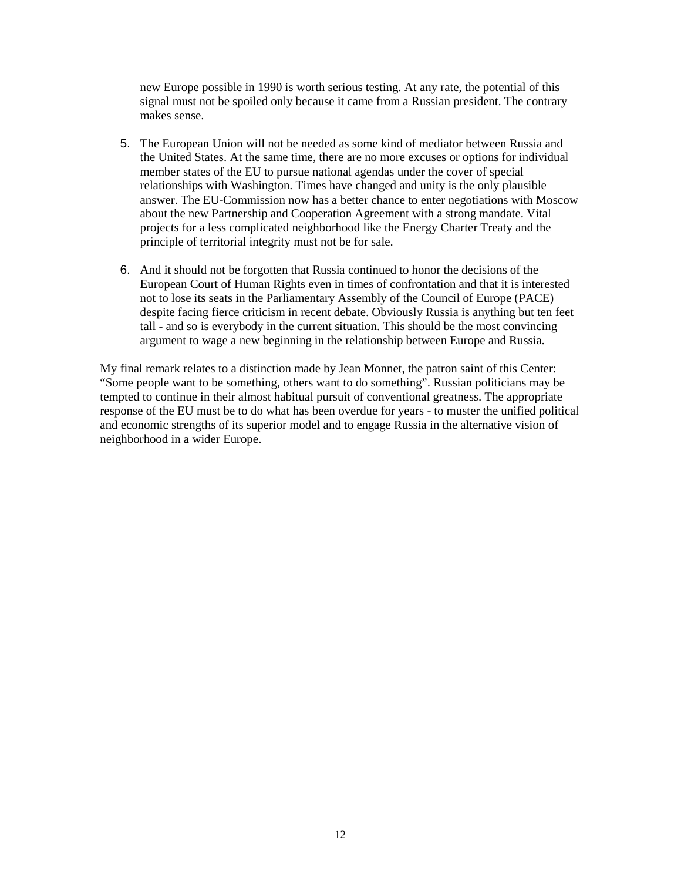new Europe possible in 1990 is worth serious testing. At any rate, the potential of this signal must not be spoiled only because it came from a Russian president. The contrary makes sense.

5. The European Union will not be needed as some kind of mediator between Russia and the United States. At the same time, there are no more excuses or options for individual member states of the EU to pursue national agendas under the cover of special relationships with Washington. Times have changed and unity is the only plausible answer. The EU-Commission now has a better chance to enter negotiations with Moscow about the new Partnership and Cooperation Agreement with a strong mandate. Vital projects for a less complicated neighborhood like the Energy Charter Treaty and the principle of territorial integrity must not be for sale.

6. And it should not be forgotten that Russia continued to honor the decisions of the European Court of Human Rights even in times of confrontation and that it is interested not to lose its seats in the Parliamentary Assembly of the Council of Europe (PACE) despite facing fierce criticism in recent debate. Obviously Russia is anything but ten feet tall - and so is everybody in the current situation. This should be the most convincing argument to wage a new beginning in the relationship between Europe and Russia.

My final remark relates to a distinction made by Jean Monnet, the patron saint of this Center: "Some people want to be something, others want to do something". Russian politicians may be tempted to continue in their almost habitual pursuit of conventional greatness. The appropriate response of the EU must be to do what has been overdue for years - to muster the unified political and economic strengths of its superior model and to engage Russia in the alternative vision of neighborhood in a wider Europe.